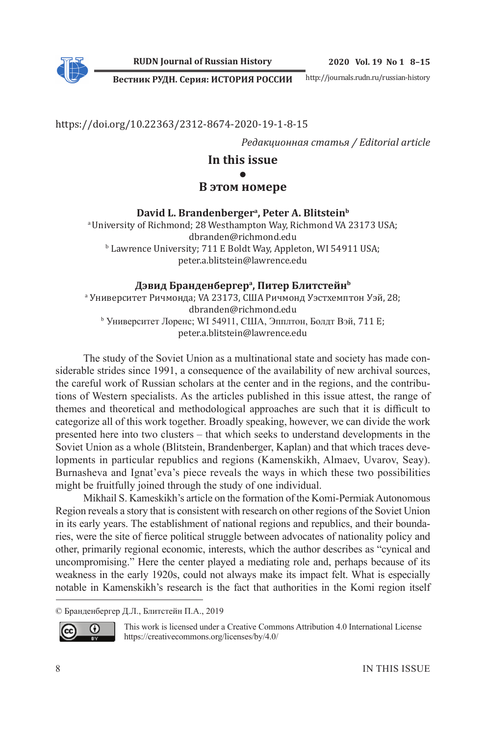https://doi.org/10.22363/2312-8674-2020-19-1-8-15

*Редакционная статья / Editorial article*

# In this issue

●

# В этом номере

**David L. Brandenberger[a], Peter A. Blitstein[b]**

[a] University of Richmond; 28 Westhampton Way, Richmond VA 23173 USA; dbranden@richmond.edu

[b] Lawrence University; 711 E Boldt Way, Appleton, WI 54911 USA; peter.a.blitstein@lawrence.edu

**Дэвид Бранденбергер[a], Питер Блитстейн[b]**

[a] Университет Ричмонда; VA 23173, США Ричмонд Уэстхемптон Уэй, 28; dbranden@richmond.edu

[b] Университет Лоренс; WI 54911, США, Эпплтон, Болдт Вэй, 711 E; peter.a.blitstein@lawrence.edu

The study of the Soviet Union as a multinational state and society has made considerable strides since 1991, a consequence of the availability of new archival sources, the careful work of Russian scholars at the center and in the regions, and the contributions of Western specialists. As the articles published in this issue attest, the range of themes and theoretical and methodological approaches are such that it is difficult to categorize all of this work together. Broadly speaking, however, we can divide the work presented here into two clusters – that which seeks to understand developments in the Soviet Union as a whole (Blitstein, Brandenberger, Kaplan) and that which traces developments in particular republics and regions (Kamenskikh, Almaev, Uvarov, Seay). Burnasheva and Ignat'eva's piece reveals the ways in which these two possibilities might be fruitfully joined through the study of one individual.

Mikhail S. Kameskikh's article on the formation of the Komi-Permiak Autonomous Region reveals a story that is consistent with research on other regions of the Soviet Union in its early years. The establishment of national regions and republics, and their boundaries, were the site of fierce political struggle between advocates of nationality policy and other, primarily regional economic, interests, which the author describes as "cynical and uncompromising." Here the center played a mediating role and, perhaps because of its weakness in the early 1920s, could not always make its impact felt. What is especially notable in Kamenskikh's research is the fact that authorities in the Komi region itself

© Бранденбергер Д.Л., Блитстейн П.А., 2019

This work is licensed under a Creative Commons Attribution 4.0 International License https://creativecommons.org/licenses/by/4.0/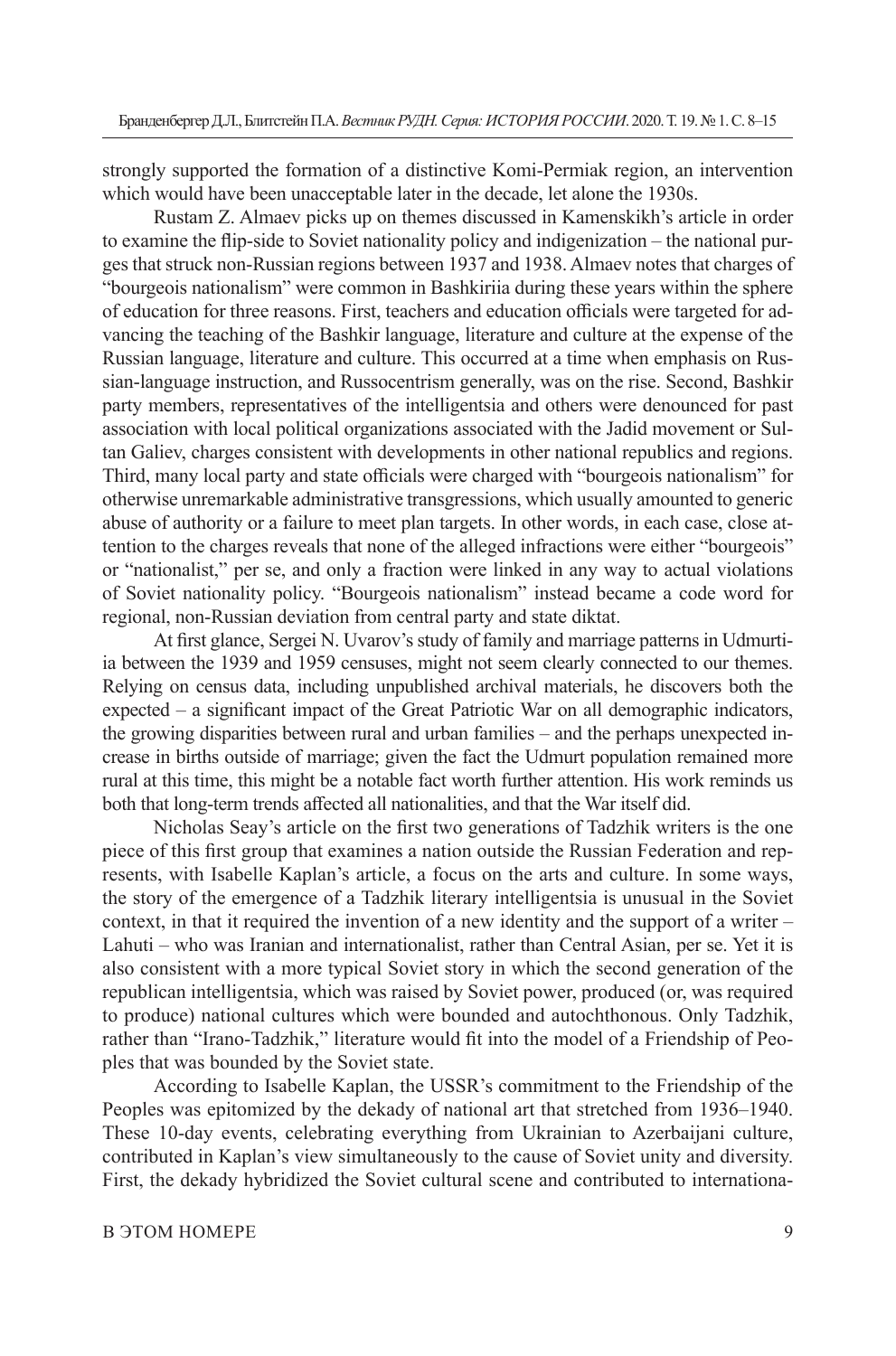strongly supported the formation of a distinctive Komi-Permiak region, an intervention which would have been unacceptable later in the decade, let alone the 1930s.

Rustam Z. Almaev picks up on themes discussed in Kamenskikh's article in order to examine the flip-side to Soviet nationality policy and indigenization – the national purges that struck non-Russian regions between 1937 and 1938. Almaev notes that charges of "bourgeois nationalism" were common in Bashkiriia during these years within the sphere of education for three reasons. First, teachers and education officials were targeted for advancing the teaching of the Bashkir language, literature and culture at the expense of the Russian language, literature and culture. This occurred at a time when emphasis on Russian-language instruction, and Russocentrism generally, was on the rise. Second, Bashkir party members, representatives of the intelligentsia and others were denounced for past association with local political organizations associated with the Jadid movement or Sultan Galiev, charges consistent with developments in other national republics and regions. Third, many local party and state officials were charged with "bourgeois nationalism" for otherwise unremarkable administrative transgressions, which usually amounted to generic abuse of authority or a failure to meet plan targets. In other words, in each case, close attention to the charges reveals that none of the alleged infractions were either "bourgeois" or "nationalist," per se, and only a fraction were linked in any way to actual violations of Soviet nationality policy. "Bourgeois nationalism" instead became a code word for regional, non-Russian deviation from central party and state diktat.

At first glance, Sergei N. Uvarov's study of family and marriage patterns in Udmurtiia between the 1939 and 1959 censuses, might not seem clearly connected to our themes. Relying on census data, including unpublished archival materials, he discovers both the expected – a significant impact of the Great Patriotic War on all demographic indicators, the growing disparities between rural and urban families – and the perhaps unexpected increase in births outside of marriage; given the fact the Udmurt population remained more rural at this time, this might be a notable fact worth further attention. His work reminds us both that long-term trends affected all nationalities, and that the War itself did.

Nicholas Seay's article on the first two generations of Tadzhik writers is the one piece of this first group that examines a nation outside the Russian Federation and represents, with Isabelle Kaplan's article, a focus on the arts and culture. In some ways, the story of the emergence of a Tadzhik literary intelligentsia is unusual in the Soviet context, in that it required the invention of a new identity and the support of a writer – Lahuti – who was Iranian and internationalist, rather than Central Asian, per se. Yet it is also consistent with a more typical Soviet story in which the second generation of the republican intelligentsia, which was raised by Soviet power, produced (or, was required to produce) national cultures which were bounded and autochthonous. Only Tadzhik, rather than "Irano-Tadzhik," literature would fit into the model of a Friendship of Peoples that was bounded by the Soviet state.

According to Isabelle Kaplan, the USSR's commitment to the Friendship of the Peoples was epitomized by the dekady of national art that stretched from 1936–1940. These 10-day events, celebrating everything from Ukrainian to Azerbaijani culture, contributed in Kaplan's view simultaneously to the cause of Soviet unity and diversity. First, the dekady hybridized the Soviet cultural scene and contributed to internationa-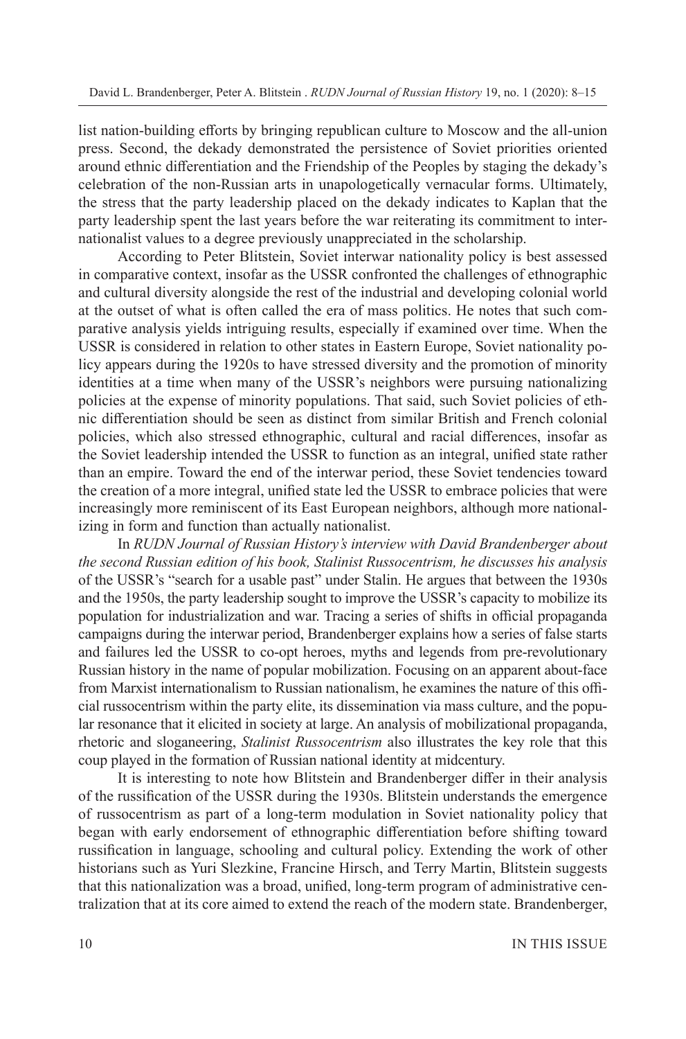list nation-building efforts by bringing republican culture to Moscow and the all-union press. Second, the dekady demonstrated the persistence of Soviet priorities oriented around ethnic differentiation and the Friendship of the Peoples by staging the dekady's celebration of the non-Russian arts in unapologetically vernacular forms. Ultimately, the stress that the party leadership placed on the dekady indicates to Kaplan that the party leadership spent the last years before the war reiterating its commitment to internationalist values to a degree previously unappreciated in the scholarship.

According to Peter Blitstein, Soviet interwar nationality policy is best assessed in comparative context, insofar as the USSR confronted the challenges of ethnographic and cultural diversity alongside the rest of the industrial and developing colonial world at the outset of what is often called the era of mass politics. He notes that such comparative analysis yields intriguing results, especially if examined over time. When the USSR is considered in relation to other states in Eastern Europe, Soviet nationality policy appears during the 1920s to have stressed diversity and the promotion of minority identities at a time when many of the USSR's neighbors were pursuing nationalizing policies at the expense of minority populations. That said, such Soviet policies of ethnic differentiation should be seen as distinct from similar British and French colonial policies, which also stressed ethnographic, cultural and racial differences, insofar as the Soviet leadership intended the USSR to function as an integral, unified state rather than an empire. Toward the end of the interwar period, these Soviet tendencies toward the creation of a more integral, unified state led the USSR to embrace policies that were increasingly more reminiscent of its East European neighbors, although more nationalizing in form and function than actually nationalist.

In *RUDN Journal of Russian History's interview with David Brandenberger about the second Russian edition of his book, Stalinist Russocentrism, he discusses his analysis* of the USSR's "search for a usable past" under Stalin. He argues that between the 1930s and the 1950s, the party leadership sought to improve the USSR's capacity to mobilize its population for industrialization and war. Tracing a series of shifts in official propaganda campaigns during the interwar period, Brandenberger explains how a series of false starts and failures led the USSR to co-opt heroes, myths and legends from pre-revolutionary Russian history in the name of popular mobilization. Focusing on an apparent about-face from Marxist internationalism to Russian nationalism, he examines the nature of this official russocentrism within the party elite, its dissemination via mass culture, and the popular resonance that it elicited in society at large. An analysis of mobilizational propaganda, rhetoric and sloganeering, *Stalinist Russocentrism* also illustrates the key role that this coup played in the formation of Russian national identity at midcentury.

It is interesting to note how Blitstein and Brandenberger differ in their analysis of the russification of the USSR during the 1930s. Blitstein understands the emergence of russocentrism as part of a long-term modulation in Soviet nationality policy that began with early endorsement of ethnographic differentiation before shifting toward russification in language, schooling and cultural policy. Extending the work of other historians such as Yuri Slezkine, Francine Hirsch, and Terry Martin, Blitstein suggests that this nationalization was a broad, unified, long-term program of administrative centralization that at its core aimed to extend the reach of the modern state. Brandenberger,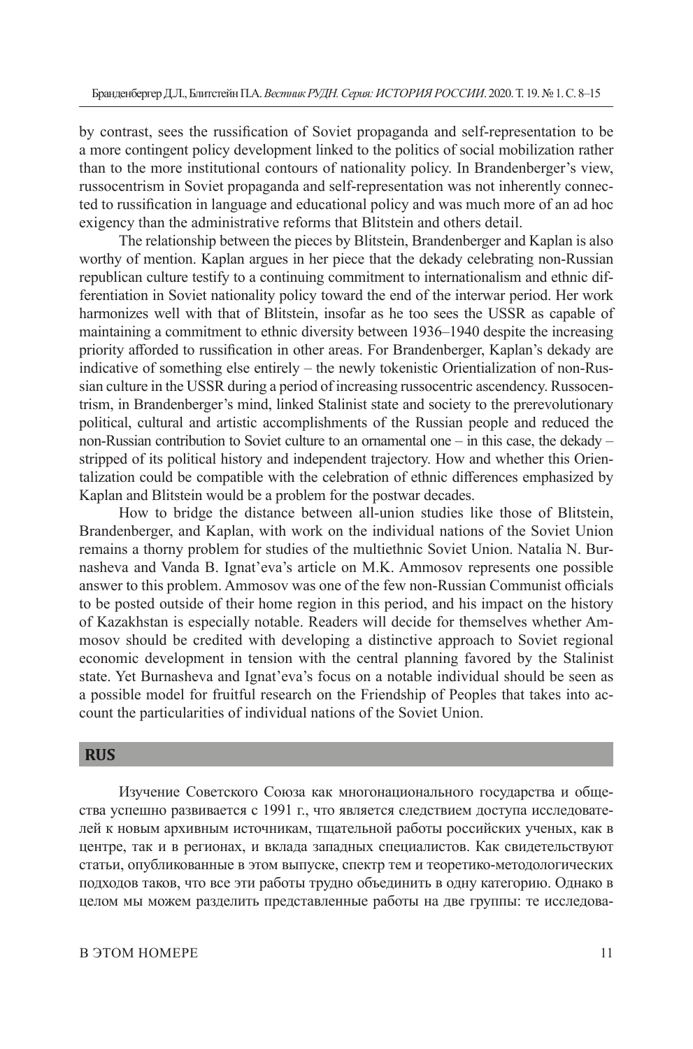by contrast, sees the russification of Soviet propaganda and self-representation to be a more contingent policy development linked to the politics of social mobilization rather than to the more institutional contours of nationality policy. In Brandenberger's view, russocentrism in Soviet propaganda and self-representation was not inherently connected to russification in language and educational policy and was much more of an ad hoc exigency than the administrative reforms that Blitstein and others detail.

The relationship between the pieces by Blitstein, Brandenberger and Kaplan is also worthy of mention. Kaplan argues in her piece that the dekady celebrating non-Russian republican culture testify to a continuing commitment to internationalism and ethnic differentiation in Soviet nationality policy toward the end of the interwar period. Her work harmonizes well with that of Blitstein, insofar as he too sees the USSR as capable of maintaining a commitment to ethnic diversity between 1936–1940 despite the increasing priority afforded to russification in other areas. For Brandenberger, Kaplan's dekady are indicative of something else entirely – the newly tokenistic Orientialization of non-Russian culture in the USSR during a period of increasing russocentric ascendency. Russocentrism, in Brandenberger's mind, linked Stalinist state and society to the prerevolutionary political, cultural and artistic accomplishments of the Russian people and reduced the non-Russian contribution to Soviet culture to an ornamental one – in this case, the dekady – stripped of its political history and independent trajectory. How and whether this Orientalization could be compatible with the celebration of ethnic differences emphasized by Kaplan and Blitstein would be a problem for the postwar decades.

How to bridge the distance between all-union studies like those of Blitstein, Brandenberger, and Kaplan, with work on the individual nations of the Soviet Union remains a thorny problem for studies of the multiethnic Soviet Union. Natalia N. Burnasheva and Vanda B. Ignat'eva's article on M.K. Ammosov represents one possible answer to this problem. Ammosov was one of the few non-Russian Communist officials to be posted outside of their home region in this period, and his impact on the history of Kazakhstan is especially notable. Readers will decide for themselves whether Ammosov should be credited with developing a distinctive approach to Soviet regional economic development in tension with the central planning favored by the Stalinist state. Yet Burnasheva and Ignat'eva's focus on a notable individual should be seen as a possible model for fruitful research on the Friendship of Peoples that takes into account the particularities of individual nations of the Soviet Union.

## RUS

Изучение Советского Союза как многонационального государства и общества успешно развивается с 1991 г., что является следствием доступа исследователей к новым архивным источникам, тщательной работы российских ученых, как в центре, так и в регионах, и вклада западных специалистов. Как свидетельствуют статьи, опубликованные в этом выпуске, спектр тем и теоретико-методологических подходов таков, что все эти работы трудно объединить в одну категорию. Однако в целом мы можем разделить представленные работы на две группы: те исследова-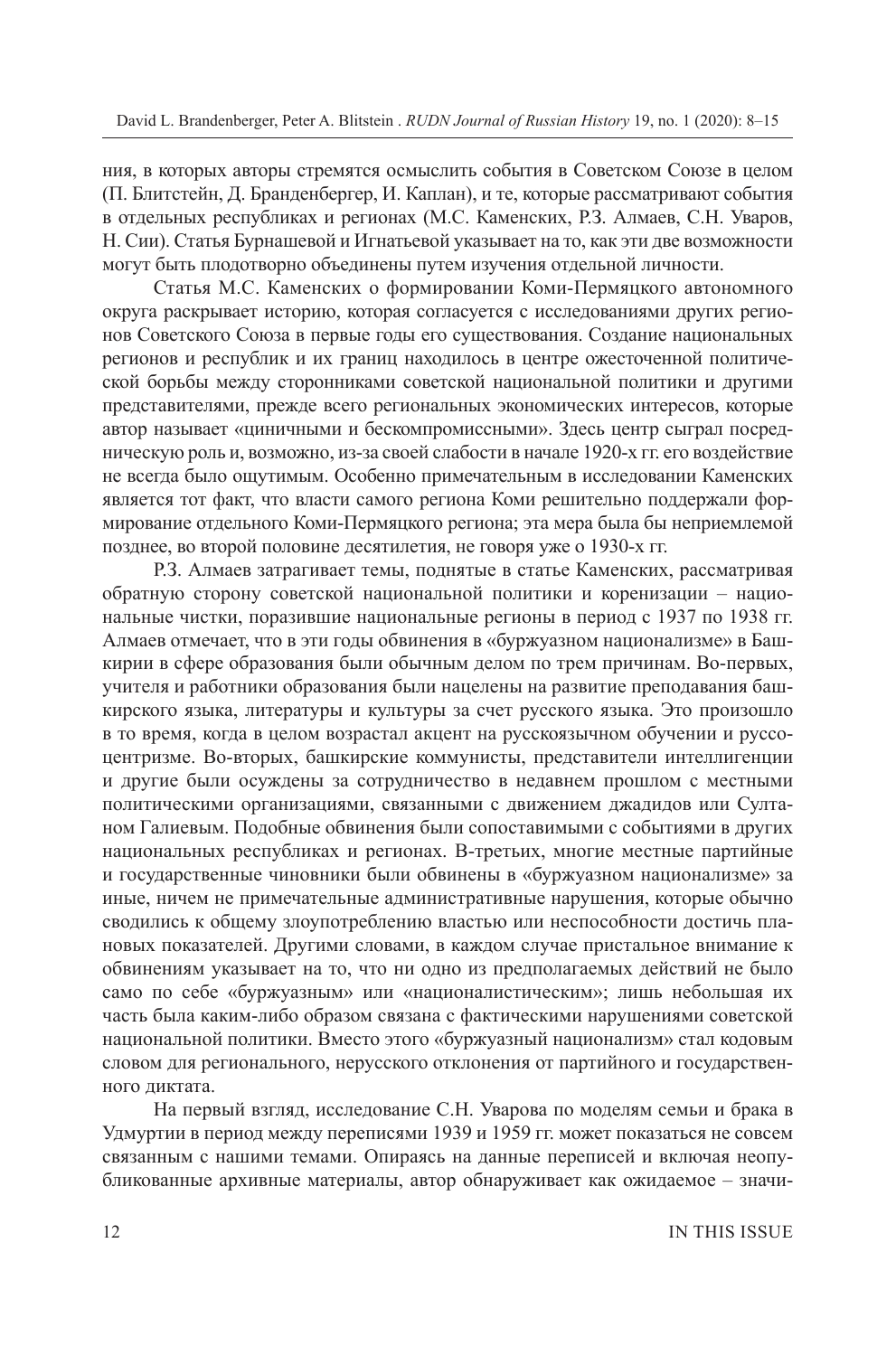ния, в которых авторы стремятся осмыслить события в Советском Союзе в целом (П. Блитстейн, Д. Бранденбергер, И. Каплан), и те, которые рассматривают события в отдельных республиках и регионах (М.С. Каменских, Р.З. Алмаев, С.Н. Уваров, Н. Сии). Статья Бурнашевой и Игнатьевой указывает на то, как эти две возможности могут быть плодотворно объединены путем изучения отдельной личности.

Статья М.С. Каменских о формировании Коми-Пермяцкого автономного округа раскрывает историю, которая согласуется с исследованиями других регионов Советского Союза в первые годы его существования. Создание национальных регионов и республик и их границ находилось в центре ожесточенной политической борьбы между сторонниками советской национальной политики и другими представителями, прежде всего региональных экономических интересов, которые автор называет «циничными и бескомпромиссными». Здесь центр сыграл посредническую роль и, возможно, из-за своей слабости в начале 1920-х гг. его воздействие не всегда было ощутимым. Особенно примечательным в исследовании Каменских является тот факт, что власти самого региона Коми решительно поддержали формирование отдельного Коми-Пермяцкого региона; эта мера была бы неприемлемой позднее, во второй половине десятилетия, не говоря уже о 1930-х гг.

Р.З. Алмаев затрагивает темы, поднятые в статье Каменских, рассматривая обратную сторону советской национальной политики и коренизации – национальные чистки, поразившие национальные регионы в период с 1937 по 1938 гг. Алмаев отмечает, что в эти годы обвинения в «буржуазном национализме» в Башкирии в сфере образования были обычным делом по трем причинам. Во-первых, учителя и работники образования были нацелены на развитие преподавания башкирского языка, литературы и культуры за счет русского языка. Это произошло в то время, когда в целом возрастал акцент на русскоязычном обучении и руссоцентризме. Во-вторых, башкирские коммунисты, представители интеллигенции и другие были осуждены за сотрудничество в недавнем прошлом с местными политическими организациями, связанными с движением джадидов или Султаном Галиевым. Подобные обвинения были сопоставимыми с событиями в других национальных республиках и регионах. В-третьих, многие местные партийные и государственные чиновники были обвинены в «буржуазном национализме» за иные, ничем не примечательные административные нарушения, которые обычно сводились к общему злоупотреблению властью или неспособности достичь плановых показателей. Другими словами, в каждом случае пристальное внимание к обвинениям указывает на то, что ни одно из предполагаемых действий не было само по себе «буржуазным» или «националистическим»; лишь небольшая их часть была каким-либо образом связана с фактическими нарушениями советской национальной политики. Вместо этого «буржуазный национализм» стал кодовым словом для регионального, нерусского отклонения от партийного и государственного диктата.

На первый взгляд, исследование С.Н. Уварова по моделям семьи и брака в Удмуртии в период между переписями 1939 и 1959 гг. может показаться не совсем связанным с нашими темами. Опираясь на данные переписей и включая неопубликованные архивные материалы, автор обнаруживает как ожидаемое – значи-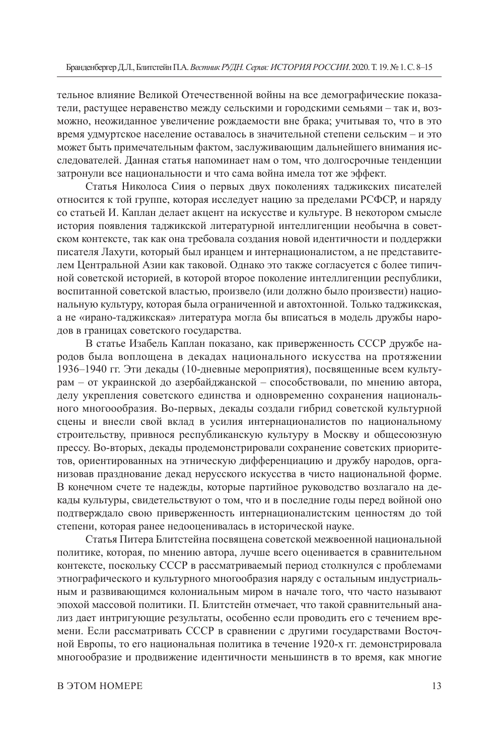тельное влияние Великой Отечественной войны на все демографические показатели, растущее неравенство между сельскими и городскими семьями – так и, возможно, неожиданное увеличение рождаемости вне брака; учитывая то, что в это время удмуртское население оставалось в значительной степени сельским – и это может быть примечательным фактом, заслуживающим дальнейшего внимания исследователей. Данная статья напоминает нам о том, что долгосрочные тенденции затронули все национальности и что сама война имела тот же эффект.

Статья Николоса Сиия о первых двух поколениях таджикских писателей относится к той группе, которая исследует нацию за пределами РСФСР, и наряду со статьей И. Каплан делает акцент на искусстве и культуре. В некотором смысле история появления таджикской литературной интеллигенции необычна в советском контексте, так как она требовала создания новой идентичности и поддержки писателя Лахути, который был иранцем и интернационалистом, а не представителем Центральной Азии как таковой. Однако это также согласуется с более типичной советской историей, в которой второе поколение интеллигенции республики, воспитанной советской властью, произвело (или должно было произвести) национальную культуру, которая была ограниченной и автохтонной. Только таджикская, а не «ирано-таджикская» литература могла бы вписаться в модель дружбы народов в границах советского государства.

В статье Изабель Каплан показано, как приверженность СССР дружбе народов была воплощена в декадах национального искусства на протяжении 1936–1940 гг. Эти декады (10-дневные мероприятия), посвященные всем культурам – от украинской до азербайджанской – способствовали, по мнению автора, делу укрепления советского единства и одновременно сохранения национального многоообразия. Во-первых, декады создали гибрид советской культурной сцены и внесли свой вклад в усилия интернационалистов по национальному строительству, привнося республиканскую культуру в Москву и общесоюзную прессу. Во-вторых, декады продемонстрировали сохранение советских приоритетов, ориентированных на этническую дифференциацию и дружбу народов, организовав празднование декад нерусского искусства в чисто национальной форме. В конечном счете те надежды, которые партийное руководство возлагало на декады культуры, свидетельствуют о том, что и в последние годы перед войной оно подтверждало свою приверженность интернационалистским ценностям до той степени, которая ранее недооценивалась в исторической науке.

Статья Питера Блитстейна посвящена советской межвоенной национальной политике, которая, по мнению автора, лучше всего оценивается в сравнительном контексте, поскольку СССР в рассматриваемый период столкнулся с проблемами этнографического и культурного многообразия наряду с остальным индустриальным и развивающимся колониальным миром в начале того, что часто называют эпохой массовой политики. П. Блитстейн отмечает, что такой сравнительный анализ дает интригующие результаты, особенно если проводить его с течением времени. Если рассматривать СССР в сравнении с другими государствами Восточной Европы, то его национальная политика в течение 1920-х гг. демонстрировала многообразие и продвижение идентичности меньшинств в то время, как многие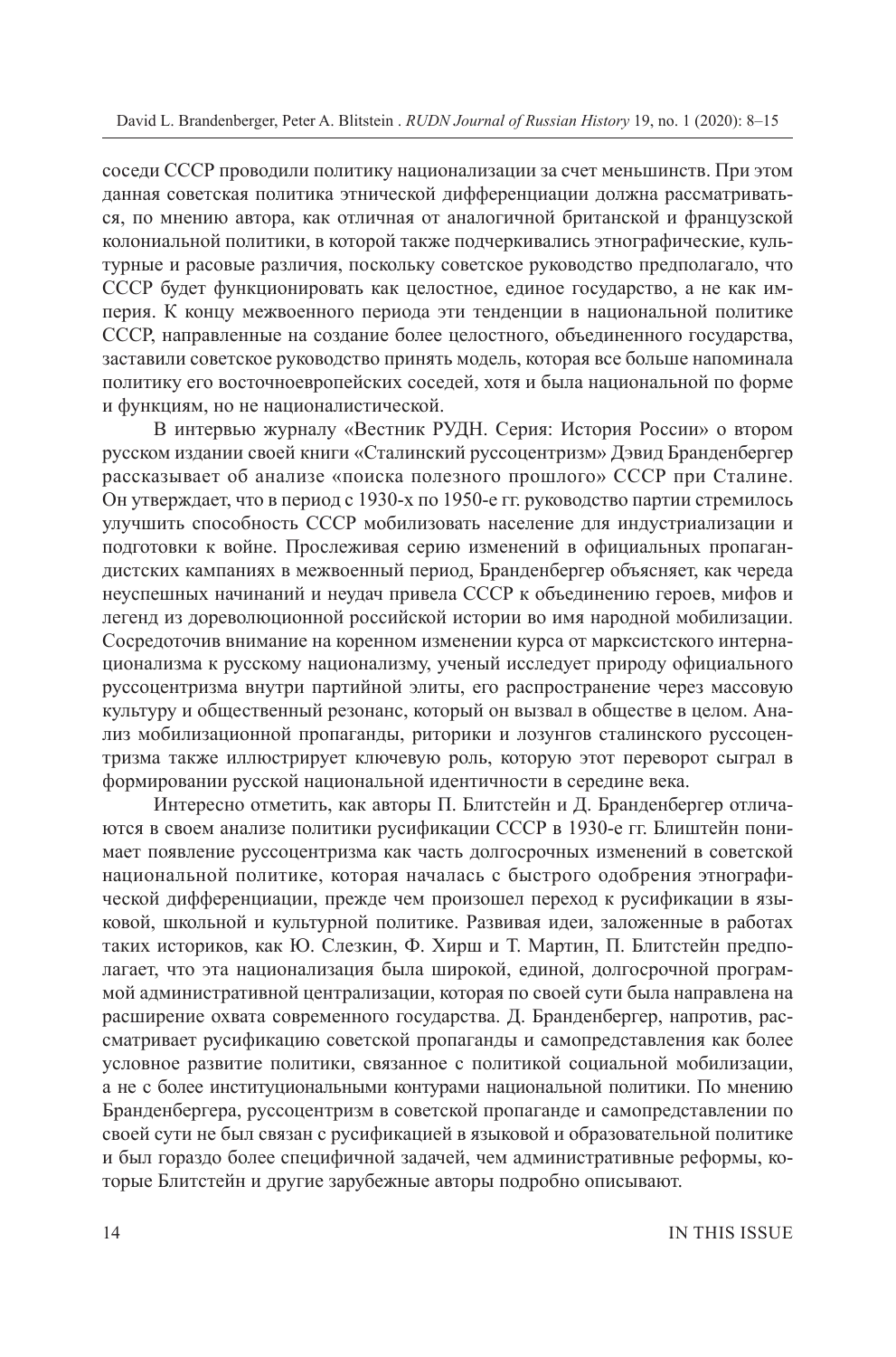соседи СССР проводили политику национализации за счет меньшинств. При этом данная советская политика этнической дифференциации должна рассматриваться, по мнению автора, как отличная от аналогичной британской и французской колониальной политики, в которой также подчеркивались этнографические, культурные и расовые различия, поскольку советское руководство предполагало, что СССР будет функционировать как целостное, единое государство, а не как империя. К концу межвоенного периода эти тенденции в национальной политике СССР, направленные на создание более целостного, объединенного государства, заставили советское руководство принять модель, которая все больше напоминала политику его восточноевропейских соседей, хотя и была национальной по форме и функциям, но не националистической.

В интервью журналу «Вестник РУДН. Серия: История России» о втором русском издании своей книги «Сталинский руссоцентризм» Дэвид Бранденбергер рассказывает об анализе «поиска полезного прошлого» СССР при Сталине. Он утверждает, что в период с 1930-х по 1950-е гг. руководство партии стремилось улучшить способность СССР мобилизовать население для индустриализации и подготовки к войне. Прослеживая серию изменений в официальных пропагандистских кампаниях в межвоенный период, Бранденбергер объясняет, как череда неуспешных начинаний и неудач привела СССР к объединению героев, мифов и легенд из дореволюционной российской истории во имя народной мобилизации. Сосредоточив внимание на коренном изменении курса от марксистского интернационализма к русскому национализму, ученый исследует природу официального руссоцентризма внутри партийной элиты, его распространение через массовую культуру и общественный резонанс, который он вызвал в обществе в целом. Анализ мобилизационной пропаганды, риторики и лозунгов сталинского руссоцентризма также иллюстрирует ключевую роль, которую этот переворот сыграл в формировании русской национальной идентичности в середине века.

Интересно отметить, как авторы П. Блитстейн и Д. Бранденбергер отличаются в своем анализе политики русификации СССР в 1930-е гг. Блиштейн понимает появление руссоцентризма как часть долгосрочных изменений в советской национальной политике, которая началась с быстрого одобрения этнографической дифференциации, прежде чем произошел переход к русификации в языковой, школьной и культурной политике. Развивая идеи, заложенные в работах таких историков, как Ю. Слезкин, Ф. Хирш и Т. Мартин, П. Блитстейн предполагает, что эта национализация была широкой, единой, долгосрочной программой административной централизации, которая по своей сути была направлена на расширение охвата современного государства. Д. Бранденбергер, напротив, рассматривает русификацию советской пропаганды и самопредставления как более условное развитие политики, связанное с политикой социальной мобилизации, а не с более институциональными контурами национальной политики. По мнению Бранденбергера, руссоцентризм в советской пропаганде и самопредставлении по своей сути не был связан с русификацией в языковой и образовательной политике и был гораздо более специфичной задачей, чем административные реформы, которые Блитстейн и другие зарубежные авторы подробно описывают.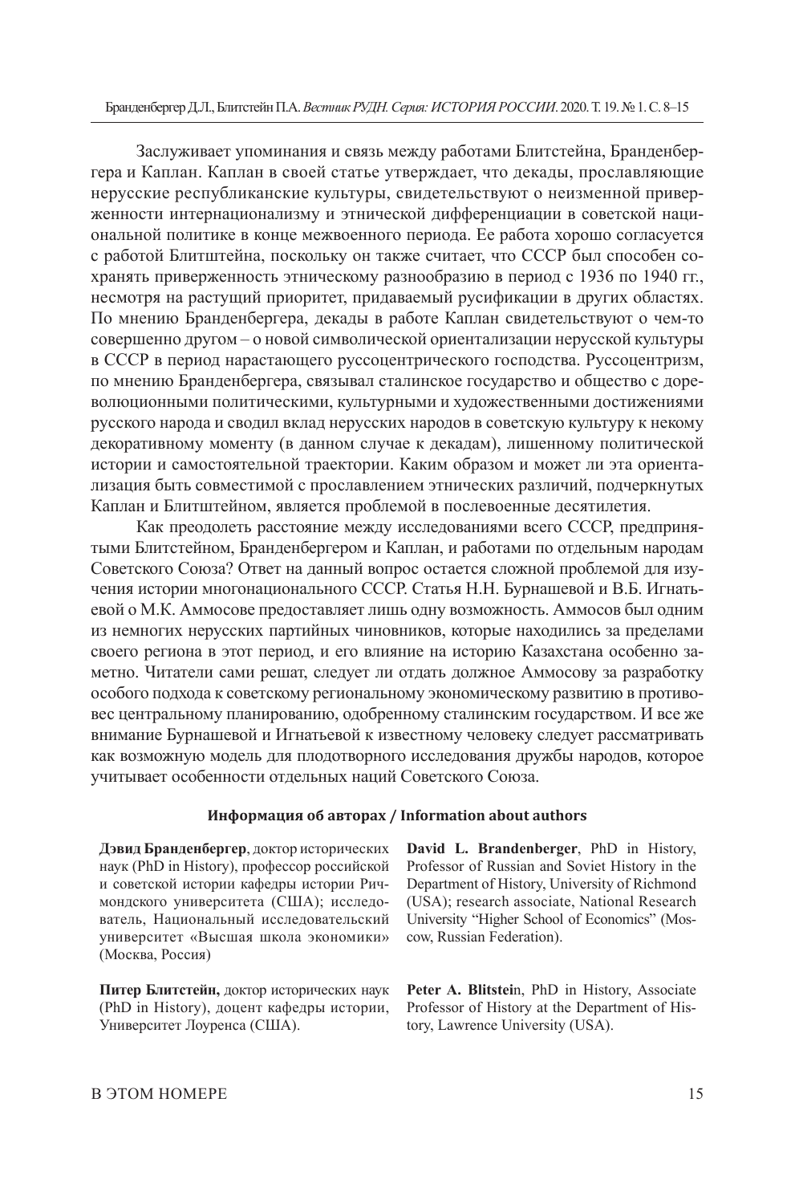Заслуживает упоминания и связь между работами Блитстейна, Бранденбергера и Каплан. Каплан в своей статье утверждает, что декады, прославляющие нерусские республиканские культуры, свидетельствуют о неизменной приверженности интернационализму и этнической дифференциации в советской национальной политике в конце межвоенного периода. Ее работа хорошо согласуется с работой Блитштейна, поскольку он также считает, что СССР был способен сохранять приверженность этническому разнообразию в период с 1936 по 1940 гг., несмотря на растущий приоритет, придаваемый русификации в других областях. По мнению Бранденбергера, декады в работе Каплан свидетельствуют о чем-то совершенно другом – о новой символической ориентализации нерусской культуры в СССР в период нарастающего руссоцентрического господства. Руссоцентризм, по мнению Бранденбергера, связывал сталинское государство и общество с дореволюционными политическими, культурными и художественными достижениями русского народа и сводил вклад нерусских народов в советскую культуру к некому декоративному моменту (в данном случае к декадам), лишенному политической истории и самостоятельной траектории. Каким образом и может ли эта ориентализация быть совместимой с прославлением этнических различий, подчеркнутых Каплан и Блитштейном, является проблемой в послевоенные десятилетия.

Как преодолеть расстояние между исследованиями всего СССР, предпринятыми Блитстейном, Бранденбергером и Каплан, и работами по отдельным народам Советского Союза? Ответ на данный вопрос остается сложной проблемой для изучения истории многонационального СССР. Статья Н.Н. Бурнашевой и В.Б. Игнатьевой о М.К. Аммосове предоставляет лишь одну возможность. Аммосов был одним из немногих нерусских партийных чиновников, которые находились за пределами своего региона в этот период, и его влияние на историю Казахстана особенно заметно. Читатели сами решат, следует ли отдать должное Аммосову за разработку особого подхода к советскому региональному экономическому развитию в противовес центральному планированию, одобренному сталинским государством. И все же внимание Бурнашевой и Игнатьевой к известному человеку следует рассматривать как возможную модель для плодотворного исследования дружбы народов, которое учитывает особенности отдельных наций Советского Союза.

### Информация об авторах / Information about authors

**Дэвид Бранденбергер**, доктор исторических наук (PhD in History), профессор российской и советской истории кафедры истории Ричмондского университета (США); исследователь, Национальный исследовательский университет «Высшая школа экономики» (Москва, Россия)

**David L. Brandenberger**, PhD in History, Professor of Russian and Soviet History in the Department of History, University of Richmond (USA); research associate, National Research University "Higher School of Economics" (Moscow, Russian Federation).

**Питер Блитстейн,** доктор исторических наук (PhD in History), доцент кафедры истории, Университет Лоуренса (США).

**Peter A. Blitstein**, PhD in History, Associate Professor of History at the Department of History, Lawrence University (USA).